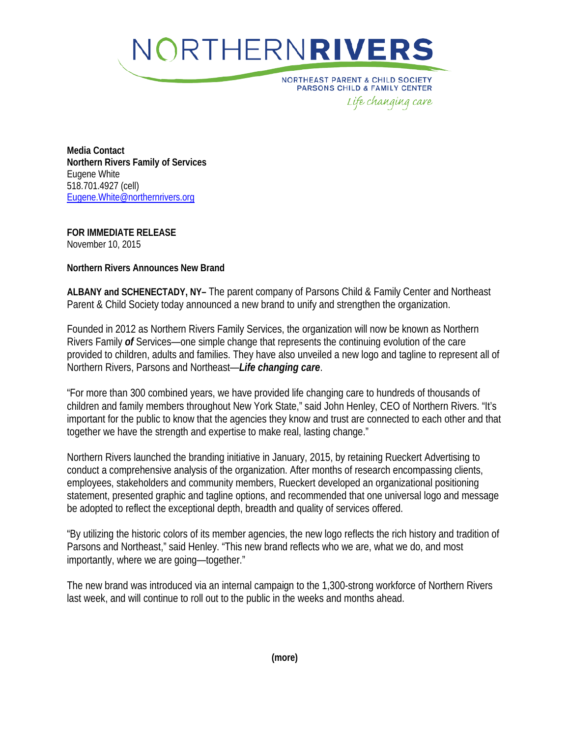NORTHERN**RIVERS**

NORTHEAST PARENT & CHILD SOCIETY
PARSONS CHILD & FAMILY CENTER
*Life changing care*

**Media Contact**
**Northern Rivers Family of Services**
Eugene White
518.701.4927 (cell)
Eugene.White@northernrivers.org

**FOR IMMEDIATE RELEASE**
November 10, 2015

**Northern Rivers Announces New Brand**

**ALBANY and SCHENECTADY, NY–** The parent company of Parsons Child & Family Center and Northeast Parent & Child Society today announced a new brand to unify and strengthen the organization.

Founded in 2012 as Northern Rivers Family Services, the organization will now be known as Northern Rivers Family ***of*** Services—one simple change that represents the continuing evolution of the care provided to children, adults and families. They have also unveiled a new logo and tagline to represent all of Northern Rivers, Parsons and Northeast—***Life changing care***.

"For more than 300 combined years, we have provided life changing care to hundreds of thousands of children and family members throughout New York State," said John Henley, CEO of Northern Rivers. "It's important for the public to know that the agencies they know and trust are connected to each other and that together we have the strength and expertise to make real, lasting change."

Northern Rivers launched the branding initiative in January, 2015, by retaining Rueckert Advertising to conduct a comprehensive analysis of the organization. After months of research encompassing clients, employees, stakeholders and community members, Rueckert developed an organizational positioning statement, presented graphic and tagline options, and recommended that one universal logo and message be adopted to reflect the exceptional depth, breadth and quality of services offered.

"By utilizing the historic colors of its member agencies, the new logo reflects the rich history and tradition of Parsons and Northeast," said Henley. "This new brand reflects who we are, what we do, and most importantly, where we are going—together."

The new brand was introduced via an internal campaign to the 1,300-strong workforce of Northern Rivers last week, and will continue to roll out to the public in the weeks and months ahead.

**(more)**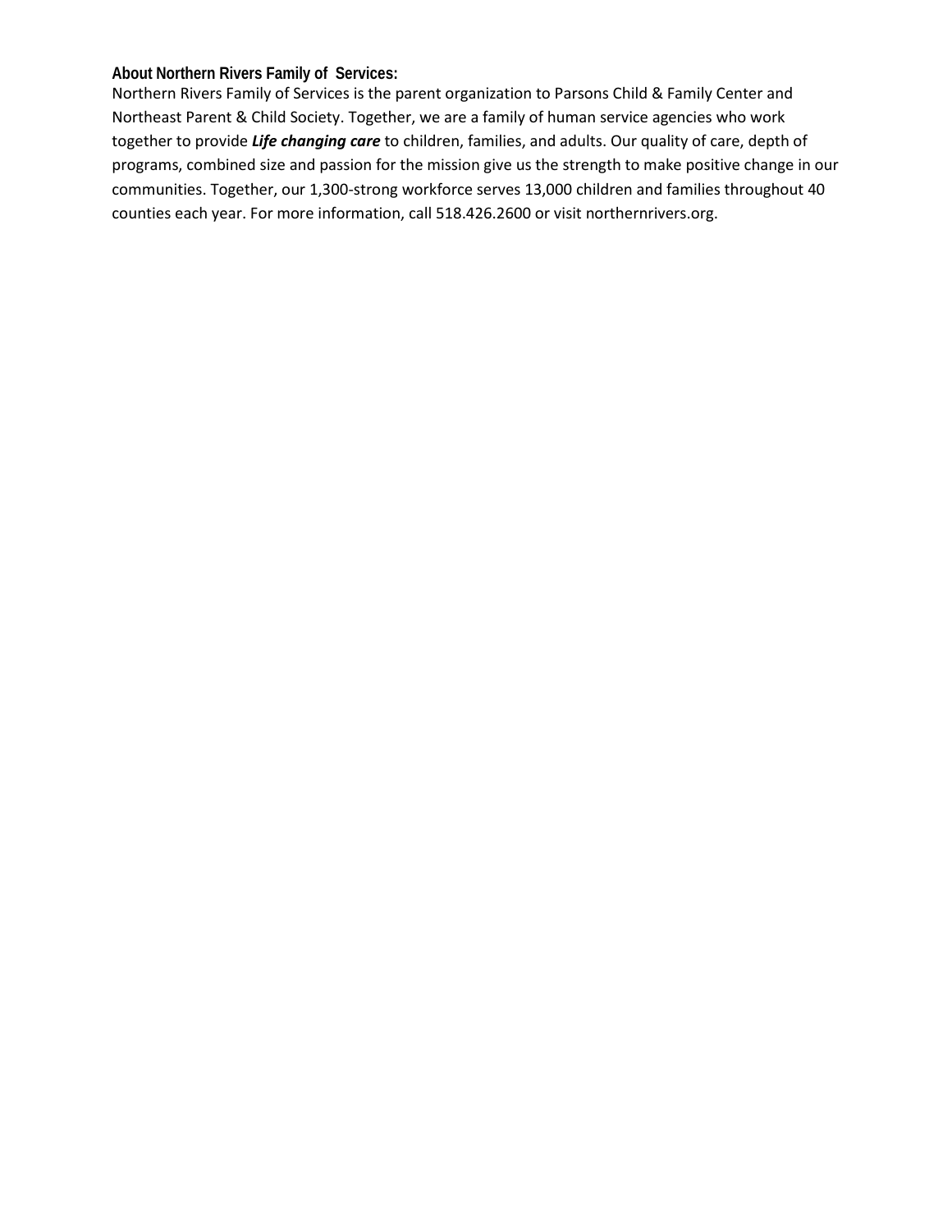**About Northern Rivers Family of Services:**

Northern Rivers Family of Services is the parent organization to Parsons Child & Family Center and Northeast Parent & Child Society. Together, we are a family of human service agencies who work together to provide ***Life changing care*** to children, families, and adults. Our quality of care, depth of programs, combined size and passion for the mission give us the strength to make positive change in our communities. Together, our 1,300-strong workforce serves 13,000 children and families throughout 40 counties each year. For more information, call 518.426.2600 or visit northernrivers.org.